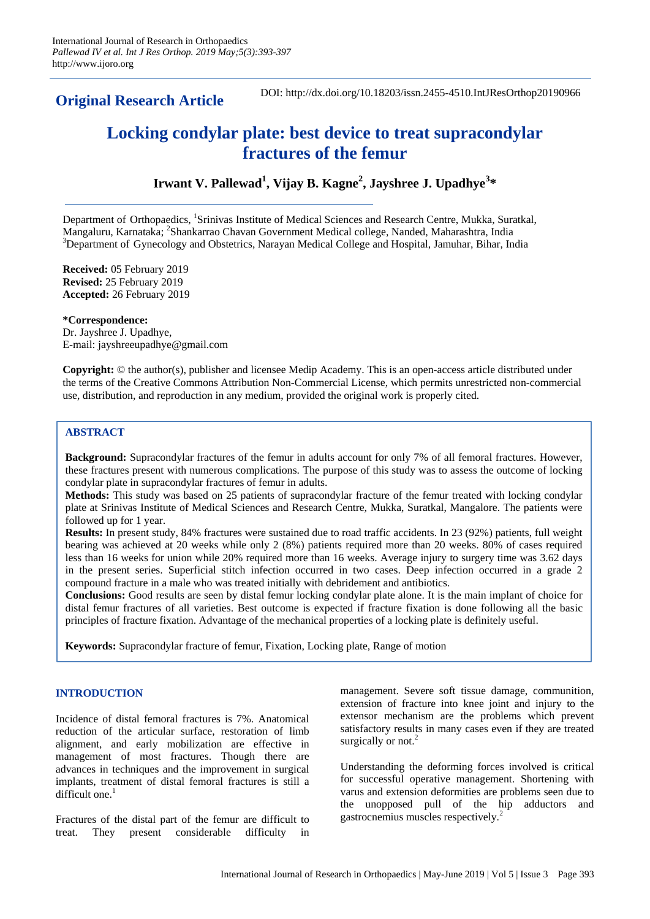International Journal of Research in Orthopaedics
*Pallewad IV et al. Int J Res Orthop. 2019 May;5(3):393-397*
http://www.ijoro.org

**Original Research Article**

DOI: http://dx.doi.org/10.18203/issn.2455-4510.IntJResOrthop20190966

# Locking condylar plate: best device to treat supracondylar fractures of the femur

**Irwant V. Pallewad[1], Vijay B. Kagne[2], Jayshree J. Upadhye[3]***

Department of Orthopaedics, [1]Srinivas Institute of Medical Sciences and Research Centre, Mukka, Suratkal, Mangaluru, Karnataka; [2]Shankarrao Chavan Government Medical college, Nanded, Maharashtra, India
[3]Department of Gynecology and Obstetrics, Narayan Medical College and Hospital, Jamuhar, Bihar, India

**Received:** 05 February 2019
**Revised:** 25 February 2019
**Accepted:** 26 February 2019

***Correspondence:**
Dr. Jayshree J. Upadhye,
E-mail: jayshreeupadhye@gmail.com

**Copyright:** © the author(s), publisher and licensee Medip Academy. This is an open-access article distributed under the terms of the Creative Commons Attribution Non-Commercial License, which permits unrestricted non-commercial use, distribution, and reproduction in any medium, provided the original work is properly cited.

## ABSTRACT

**Background:** Supracondylar fractures of the femur in adults account for only 7% of all femoral fractures. However, these fractures present with numerous complications. The purpose of this study was to assess the outcome of locking condylar plate in supracondylar fractures of femur in adults.

**Methods:** This study was based on 25 patients of supracondylar fracture of the femur treated with locking condylar plate at Srinivas Institute of Medical Sciences and Research Centre, Mukka, Suratkal, Mangalore. The patients were followed up for 1 year.

**Results:** In present study, 84% fractures were sustained due to road traffic accidents. In 23 (92%) patients, full weight bearing was achieved at 20 weeks while only 2 (8%) patients required more than 20 weeks. 80% of cases required less than 16 weeks for union while 20% required more than 16 weeks. Average injury to surgery time was 3.62 days in the present series. Superficial stitch infection occurred in two cases. Deep infection occurred in a grade 2 compound fracture in a male who was treated initially with debridement and antibiotics.

**Conclusions:** Good results are seen by distal femur locking condylar plate alone. It is the main implant of choice for distal femur fractures of all varieties. Best outcome is expected if fracture fixation is done following all the basic principles of fracture fixation. Advantage of the mechanical properties of a locking plate is definitely useful.

**Keywords:** Supracondylar fracture of femur, Fixation, Locking plate, Range of motion

## INTRODUCTION

Incidence of distal femoral fractures is 7%. Anatomical reduction of the articular surface, restoration of limb alignment, and early mobilization are effective in management of most fractures. Though there are advances in techniques and the improvement in surgical implants, treatment of distal femoral fractures is still a difficult one.[1]

Fractures of the distal part of the femur are difficult to treat. They present considerable difficulty in management. Severe soft tissue damage, communition, extension of fracture into knee joint and injury to the extensor mechanism are the problems which prevent satisfactory results in many cases even if they are treated surgically or not.[2]

Understanding the deforming forces involved is critical for successful operative management. Shortening with varus and extension deformities are problems seen due to the unopposed pull of the hip adductors and gastrocnemius muscles respectively.[2]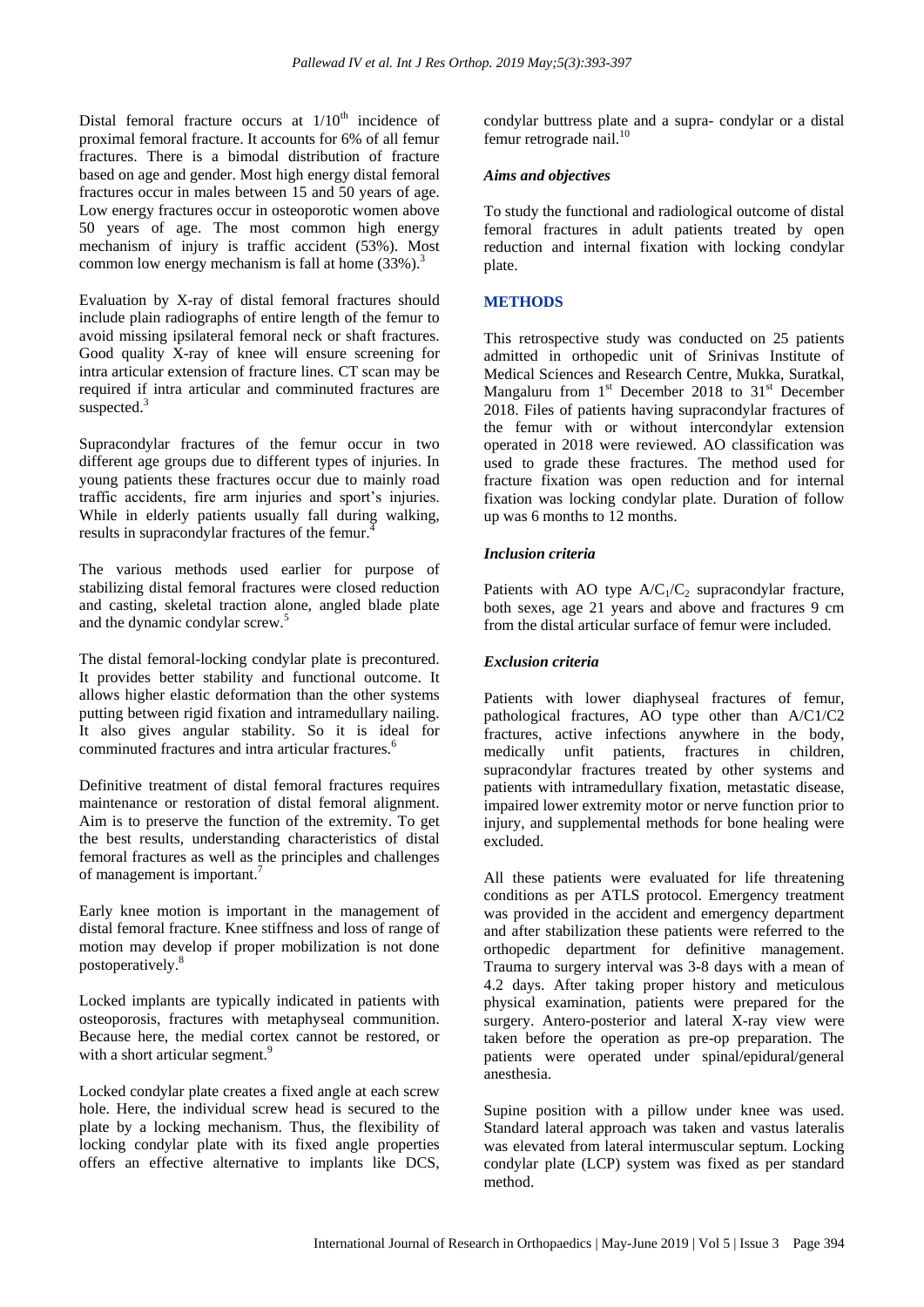Distal femoral fracture occurs at $1/10^{th}$ incidence of proximal femoral fracture. It accounts for 6% of all femur fractures. There is a bimodal distribution of fracture based on age and gender. Most high energy distal femoral fractures occur in males between 15 and 50 years of age. Low energy fractures occur in osteoporotic women above 50 years of age. The most common high energy mechanism of injury is traffic accident (53%). Most common low energy mechanism is fall at home (33%).[3]

Evaluation by X-ray of distal femoral fractures should include plain radiographs of entire length of the femur to avoid missing ipsilateral femoral neck or shaft fractures. Good quality X-ray of knee will ensure screening for intra articular extension of fracture lines. CT scan may be required if intra articular and comminuted fractures are suspected.[3]

Supracondylar fractures of the femur occur in two different age groups due to different types of injuries. In young patients these fractures occur due to mainly road traffic accidents, fire arm injuries and sport's injuries. While in elderly patients usually fall during walking, results in supracondylar fractures of the femur.[4]

The various methods used earlier for purpose of stabilizing distal femoral fractures were closed reduction and casting, skeletal traction alone, angled blade plate and the dynamic condylar screw.[5]

The distal femoral-locking condylar plate is precontured. It provides better stability and functional outcome. It allows higher elastic deformation than the other systems putting between rigid fixation and intramedullary nailing. It also gives angular stability. So it is ideal for comminuted fractures and intra articular fractures.[6]

Definitive treatment of distal femoral fractures requires maintenance or restoration of distal femoral alignment. Aim is to preserve the function of the extremity. To get the best results, understanding characteristics of distal femoral fractures as well as the principles and challenges of management is important.[7]

Early knee motion is important in the management of distal femoral fracture. Knee stiffness and loss of range of motion may develop if proper mobilization is not done postoperatively.[8]

Locked implants are typically indicated in patients with osteoporosis, fractures with metaphyseal communition. Because here, the medial cortex cannot be restored, or with a short articular segment.[9]

Locked condylar plate creates a fixed angle at each screw hole. Here, the individual screw head is secured to the plate by a locking mechanism. Thus, the flexibility of locking condylar plate with its fixed angle properties offers an effective alternative to implants like DCS, condylar buttress plate and a supra- condylar or a distal femur retrograde nail.[10]

### *Aims and objectives*

To study the functional and radiological outcome of distal femoral fractures in adult patients treated by open reduction and internal fixation with locking condylar plate.

## METHODS

This retrospective study was conducted on 25 patients admitted in orthopedic unit of Srinivas Institute of Medical Sciences and Research Centre, Mukka, Suratkal, Mangaluru from 1[st] December 2018 to 31[st] December 2018. Files of patients having supracondylar fractures of the femur with or without intercondylar extension operated in 2018 were reviewed. AO classification was used to grade these fractures. The method used for fracture fixation was open reduction and for internal fixation was locking condylar plate. Duration of follow up was 6 months to 12 months.

### *Inclusion criteria*

Patients with AO type $A/C_1/C_2$ supracondylar fracture, both sexes, age 21 years and above and fractures 9 cm from the distal articular surface of femur were included.

### *Exclusion criteria*

Patients with lower diaphyseal fractures of femur, pathological fractures, AO type other than A/C1/C2 fractures, active infections anywhere in the body, medically unfit patients, fractures in children, supracondylar fractures treated by other systems and patients with intramedullary fixation, metastatic disease, impaired lower extremity motor or nerve function prior to injury, and supplemental methods for bone healing were excluded.

All these patients were evaluated for life threatening conditions as per ATLS protocol. Emergency treatment was provided in the accident and emergency department and after stabilization these patients were referred to the orthopedic department for definitive management. Trauma to surgery interval was 3-8 days with a mean of 4.2 days. After taking proper history and meticulous physical examination, patients were prepared for the surgery. Antero-posterior and lateral X-ray view were taken before the operation as pre-op preparation. The patients were operated under spinal/epidural/general anesthesia.

Supine position with a pillow under knee was used. Standard lateral approach was taken and vastus lateralis was elevated from lateral intermuscular septum. Locking condylar plate (LCP) system was fixed as per standard method.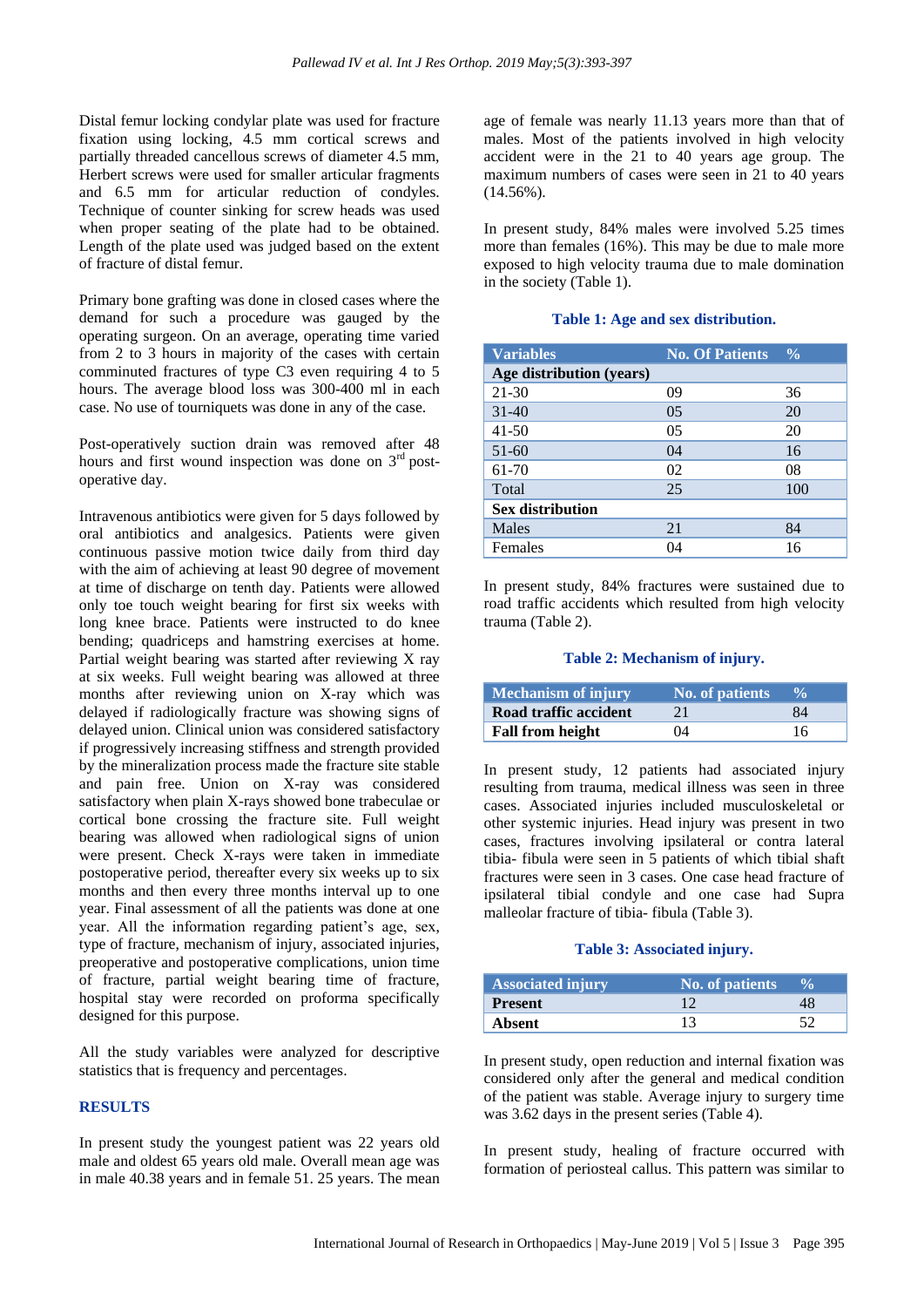Distal femur locking condylar plate was used for fracture fixation using locking, 4.5 mm cortical screws and partially threaded cancellous screws of diameter 4.5 mm, Herbert screws were used for smaller articular fragments and 6.5 mm for articular reduction of condyles. Technique of counter sinking for screw heads was used when proper seating of the plate had to be obtained. Length of the plate used was judged based on the extent of fracture of distal femur.

Primary bone grafting was done in closed cases where the demand for such a procedure was gauged by the operating surgeon. On an average, operating time varied from 2 to 3 hours in majority of the cases with certain comminuted fractures of type C3 even requiring 4 to 5 hours. The average blood loss was 300-400 ml in each case. No use of tourniquets was done in any of the case.

Post-operatively suction drain was removed after 48 hours and first wound inspection was done on 3rd post-operative day.

Intravenous antibiotics were given for 5 days followed by oral antibiotics and analgesics. Patients were given continuous passive motion twice daily from third day with the aim of achieving at least 90 degree of movement at time of discharge on tenth day. Patients were allowed only toe touch weight bearing for first six weeks with long knee brace. Patients were instructed to do knee bending; quadriceps and hamstring exercises at home. Partial weight bearing was started after reviewing X ray at six weeks. Full weight bearing was allowed at three months after reviewing union on X-ray which was delayed if radiologically fracture was showing signs of delayed union. Clinical union was considered satisfactory if progressively increasing stiffness and strength provided by the mineralization process made the fracture site stable and pain free. Union on X-ray was considered satisfactory when plain X-rays showed bone trabeculae or cortical bone crossing the fracture site. Full weight bearing was allowed when radiological signs of union were present. Check X-rays were taken in immediate postoperative period, thereafter every six weeks up to six months and then every three months interval up to one year. Final assessment of all the patients was done at one year. All the information regarding patient's age, sex, type of fracture, mechanism of injury, associated injuries, preoperative and postoperative complications, union time of fracture, partial weight bearing time of fracture, hospital stay were recorded on proforma specifically designed for this purpose.

All the study variables were analyzed for descriptive statistics that is frequency and percentages.

## RESULTS

In present study the youngest patient was 22 years old male and oldest 65 years old male. Overall mean age was in male 40.38 years and in female 51. 25 years. The mean age of female was nearly 11.13 years more than that of males. Most of the patients involved in high velocity accident were in the 21 to 40 years age group. The maximum numbers of cases were seen in 21 to 40 years (14.56%).

In present study, 84% males were involved 5.25 times more than females (16%). This may be due to male more exposed to high velocity trauma due to male domination in the society (Table 1).

**Table 1: Age and sex distribution.**

| Variables | No. Of Patients | % |
|---|---|---|
| **Age distribution (years)** | | |
| 21-30 | 09 | 36 |
| 31-40 | 05 | 20 |
| 41-50 | 05 | 20 |
| 51-60 | 04 | 16 |
| 61-70 | 02 | 08 |
| Total | 25 | 100 |
| **Sex distribution** | | |
| Males | 21 | 84 |
| Females | 04 | 16 |

In present study, 84% fractures were sustained due to road traffic accidents which resulted from high velocity trauma (Table 2).

**Table 2: Mechanism of injury.**

| Mechanism of injury | No. of patients | % |
|---|---|---|
| **Road traffic accident** | 21 | 84 |
| **Fall from height** | 04 | 16 |

In present study, 12 patients had associated injury resulting from trauma, medical illness was seen in three cases. Associated injuries included musculoskeletal or other systemic injuries. Head injury was present in two cases, fractures involving ipsilateral or contra lateral tibia- fibula were seen in 5 patients of which tibial shaft fractures were seen in 3 cases. One case head fracture of ipsilateral tibial condyle and one case had Supra malleolar fracture of tibia- fibula (Table 3).

**Table 3: Associated injury.**

| Associated injury | No. of patients | % |
|---|---|---|
| **Present** | 12 | 48 |
| **Absent** | 13 | 52 |

In present study, open reduction and internal fixation was considered only after the general and medical condition of the patient was stable. Average injury to surgery time was 3.62 days in the present series (Table 4).

In present study, healing of fracture occurred with formation of periosteal callus. This pattern was similar to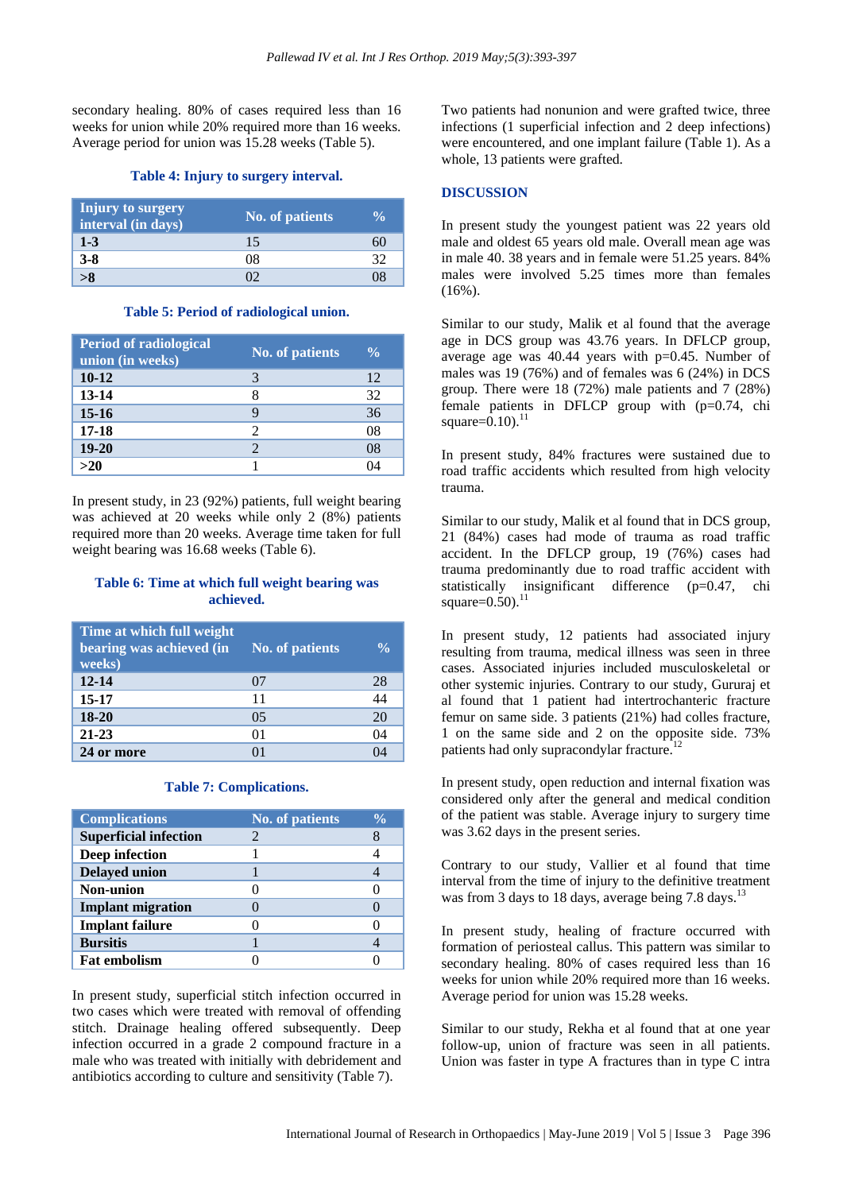secondary healing. 80% of cases required less than 16 weeks for union while 20% required more than 16 weeks. Average period for union was 15.28 weeks (Table 5).

**Table 4: Injury to surgery interval.**

| Injury to surgery interval (in days) | No. of patients | % |
|---|---|---|
| **1-3** | 15 | 60 |
| **3-8** | 08 | 32 |
| **>8** | 02 | 08 |

**Table 5: Period of radiological union.**

| Period of radiological union (in weeks) | No. of patients | % |
|---|---|---|
| **10-12** | 3 | 12 |
| **13-14** | 8 | 32 |
| **15-16** | 9 | 36 |
| **17-18** | 2 | 08 |
| **19-20** | 2 | 08 |
| **>20** | 1 | 04 |

In present study, in 23 (92%) patients, full weight bearing was achieved at 20 weeks while only 2 (8%) patients required more than 20 weeks. Average time taken for full weight bearing was 16.68 weeks (Table 6).

**Table 6: Time at which full weight bearing was achieved.**

| Time at which full weight bearing was achieved (in weeks) | No. of patients | % |
|---|---|---|
| **12-14** | 07 | 28 |
| **15-17** | 11 | 44 |
| **18-20** | 05 | 20 |
| **21-23** | 01 | 04 |
| **24 or more** | 01 | 04 |

**Table 7: Complications.**

| Complications | No. of patients | % |
|---|---|---|
| **Superficial infection** | 2 | 8 |
| **Deep infection** | 1 | 4 |
| **Delayed union** | 1 | 4 |
| **Non-union** | 0 | 0 |
| **Implant migration** | 0 | 0 |
| **Implant failure** | 0 | 0 |
| **Bursitis** | 1 | 4 |
| **Fat embolism** | 0 | 0 |

In present study, superficial stitch infection occurred in two cases which were treated with removal of offending stitch. Drainage healing offered subsequently. Deep infection occurred in a grade 2 compound fracture in a male who was treated with initially with debridement and antibiotics according to culture and sensitivity (Table 7).

Two patients had nonunion and were grafted twice, three infections (1 superficial infection and 2 deep infections) were encountered, and one implant failure (Table 1). As a whole, 13 patients were grafted.

## DISCUSSION

In present study the youngest patient was 22 years old male and oldest 65 years old male. Overall mean age was in male 40. 38 years and in female were 51.25 years. 84% males were involved 5.25 times more than females (16%).

Similar to our study, Malik et al found that the average age in DCS group was 43.76 years. In DFLCP group, average age was 40.44 years with p=0.45. Number of males was 19 (76%) and of females was 6 (24%) in DCS group. There were 18 (72%) male patients and 7 (28%) female patients in DFLCP group with (p=0.74, chi square=0.10).[11]

In present study, 84% fractures were sustained due to road traffic accidents which resulted from high velocity trauma.

Similar to our study, Malik et al found that in DCS group, 21 (84%) cases had mode of trauma as road traffic accident. In the DFLCP group, 19 (76%) cases had trauma predominantly due to road traffic accident with statistically insignificant difference (p=0.47, chi square=0.50).[11]

In present study, 12 patients had associated injury resulting from trauma, medical illness was seen in three cases. Associated injuries included musculoskeletal or other systemic injuries. Contrary to our study, Gururaj et al found that 1 patient had intertrochanteric fracture femur on same side. 3 patients (21%) had colles fracture, 1 on the same side and 2 on the opposite side. 73% patients had only supracondylar fracture.[12]

In present study, open reduction and internal fixation was considered only after the general and medical condition of the patient was stable. Average injury to surgery time was 3.62 days in the present series.

Contrary to our study, Vallier et al found that time interval from the time of injury to the definitive treatment was from 3 days to 18 days, average being 7.8 days.[13]

In present study, healing of fracture occurred with formation of periosteal callus. This pattern was similar to secondary healing. 80% of cases required less than 16 weeks for union while 20% required more than 16 weeks. Average period for union was 15.28 weeks.

Similar to our study, Rekha et al found that at one year follow-up, union of fracture was seen in all patients. Union was faster in type A fractures than in type C intra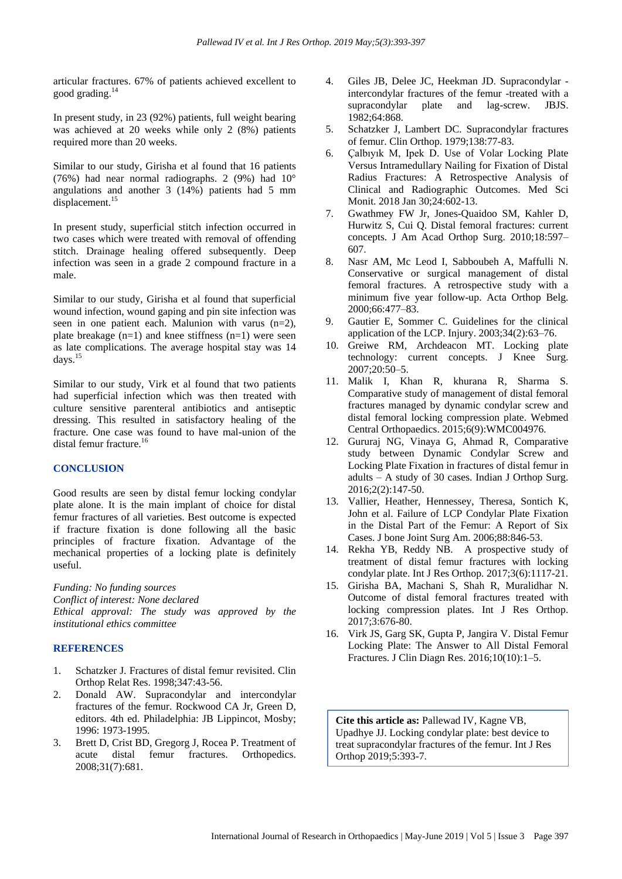articular fractures. 67% of patients achieved excellent to good grading.[14]

In present study, in 23 (92%) patients, full weight bearing was achieved at 20 weeks while only 2 (8%) patients required more than 20 weeks.

Similar to our study, Girisha et al found that 16 patients (76%) had near normal radiographs. 2 (9%) had 10° angulations and another 3 (14%) patients had 5 mm displacement.[15]

In present study, superficial stitch infection occurred in two cases which were treated with removal of offending stitch. Drainage healing offered subsequently. Deep infection was seen in a grade 2 compound fracture in a male.

Similar to our study, Girisha et al found that superficial wound infection, wound gaping and pin site infection was seen in one patient each. Malunion with varus (n=2), plate breakage (n=1) and knee stiffness (n=1) were seen as late complications. The average hospital stay was 14 days.[15]

Similar to our study, Virk et al found that two patients had superficial infection which was then treated with culture sensitive parenteral antibiotics and antiseptic dressing. This resulted in satisfactory healing of the fracture. One case was found to have mal-union of the distal femur fracture.[16]

## CONCLUSION

Good results are seen by distal femur locking condylar plate alone. It is the main implant of choice for distal femur fractures of all varieties. Best outcome is expected if fracture fixation is done following all the basic principles of fracture fixation. Advantage of the mechanical properties of a locking plate is definitely useful.

*Funding: No funding sources*
*Conflict of interest: None declared*
*Ethical approval: The study was approved by the institutional ethics committee*

## REFERENCES

1. Schatzker J. Fractures of distal femur revisited. Clin Orthop Relat Res. 1998;347:43-56.
2. Donald AW. Supracondylar and intercondylar fractures of the femur. Rockwood CA Jr, Green D, editors. 4th ed. Philadelphia: JB Lippincot, Mosby; 1996: 1973-1995.
3. Brett D, Crist BD, Gregorg J, Rocea P. Treatment of acute distal femur fractures. Orthopedics. 2008;31(7):681.
4. Giles JB, Delee JC, Heekman JD. Supracondylar - intercondylar fractures of the femur -treated with a supracondylar plate and lag-screw. JBJS. 1982;64:868.
5. Schatzker J, Lambert DC. Supracondylar fractures of femur. Clin Orthop. 1979;138:77-83.
6. Çalbıyık M, Ipek D. Use of Volar Locking Plate Versus Intramedullary Nailing for Fixation of Distal Radius Fractures: A Retrospective Analysis of Clinical and Radiographic Outcomes. Med Sci Monit. 2018 Jan 30;24:602-13.
7. Gwathmey FW Jr, Jones-Quaidoo SM, Kahler D, Hurwitz S, Cui Q. Distal femoral fractures: current concepts. J Am Acad Orthop Surg. 2010;18:597–607.
8. Nasr AM, Mc Leod I, Sabboubeh A, Maffulli N. Conservative or surgical management of distal femoral fractures. A retrospective study with a minimum five year follow-up. Acta Orthop Belg. 2000;66:477–83.
9. Gautier E, Sommer C. Guidelines for the clinical application of the LCP. Injury. 2003;34(2):63–76.
10. Greiwe RM, Archdeacon MT. Locking plate technology: current concepts. J Knee Surg. 2007;20:50–5.
11. Malik I, Khan R, khurana R, Sharma S. Comparative study of management of distal femoral fractures managed by dynamic condylar screw and distal femoral locking compression plate. Webmed Central Orthopaedics. 2015;6(9):WMC004976.
12. Gururaj NG, Vinaya G, Ahmad R, Comparative study between Dynamic Condylar Screw and Locking Plate Fixation in fractures of distal femur in adults – A study of 30 cases. Indian J Orthop Surg. 2016;2(2):147-50.
13. Vallier, Heather, Hennessey, Theresa, Sontich K, John et al. Failure of LCP Condylar Plate Fixation in the Distal Part of the Femur: A Report of Six Cases. J bone Joint Surg Am. 2006;88:846-53.
14. Rekha YB, Reddy NB. A prospective study of treatment of distal femur fractures with locking condylar plate. Int J Res Orthop. 2017;3(6):1117-21.
15. Girisha BA, Machani S, Shah R, Muralidhar N. Outcome of distal femoral fractures treated with locking compression plates. Int J Res Orthop. 2017;3:676-80.
16. Virk JS, Garg SK, Gupta P, Jangira V. Distal Femur Locking Plate: The Answer to All Distal Femoral Fractures. J Clin Diagn Res. 2016;10(10):1–5.

**Cite this article as:** Pallewad IV, Kagne VB, Upadhye JJ. Locking condylar plate: best device to treat supracondylar fractures of the femur. Int J Res Orthop 2019;5:393-7.